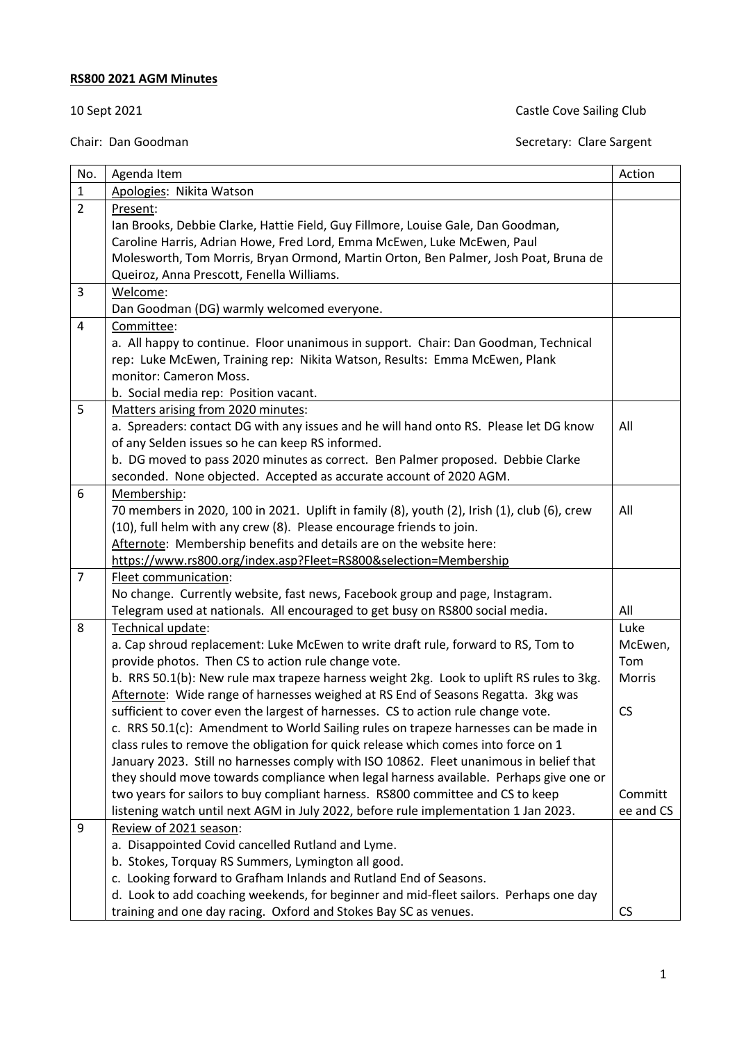**RS800 2021 AGM Minutes**

10 Sept 2021 — Castle Cove Sailing Club

Chair: Dan Goodman — Secretary: Clare Sargent

| No. | Agenda Item | Action |
|---|---|---|
| 1 | Apologies: Nikita Watson | |
| 2 | Present:<br>Ian Brooks, Debbie Clarke, Hattie Field, Guy Fillmore, Louise Gale, Dan Goodman, Caroline Harris, Adrian Howe, Fred Lord, Emma McEwen, Luke McEwen, Paul Molesworth, Tom Morris, Bryan Ormond, Martin Orton, Ben Palmer, Josh Poat, Bruna de Queiroz, Anna Prescott, Fenella Williams. | |
| 3 | Welcome:<br>Dan Goodman (DG) warmly welcomed everyone. | |
| 4 | Committee:<br>a. All happy to continue. Floor unanimous in support. Chair: Dan Goodman, Technical rep: Luke McEwen, Training rep: Nikita Watson, Results: Emma McEwen, Plank monitor: Cameron Moss.<br>b. Social media rep: Position vacant. | |
| 5 | Matters arising from 2020 minutes:<br>a. Spreaders: contact DG with any issues and he will hand onto RS. Please let DG know of any Selden issues so he can keep RS informed.<br>b. DG moved to pass 2020 minutes as correct. Ben Palmer proposed. Debbie Clarke seconded. None objected. Accepted as accurate account of 2020 AGM. | All |
| 6 | Membership:<br>70 members in 2020, 100 in 2021. Uplift in family (8), youth (2), Irish (1), club (6), crew (10), full helm with any crew (8). Please encourage friends to join.<br>Afternote: Membership benefits and details are on the website here: https://www.rs800.org/index.asp?Fleet=RS800&selection=Membership | All |
| 7 | Fleet communication:<br>No change. Currently website, fast news, Facebook group and page, Instagram. Telegram used at nationals. All encouraged to get busy on RS800 social media. | All |
| 8 | Technical update:<br>a. Cap shroud replacement: Luke McEwen to write draft rule, forward to RS, Tom to provide photos. Then CS to action rule change vote.<br>b. RRS 50.1(b): New rule max trapeze harness weight 2kg. Look to uplift RS rules to 3kg.<br>Afternote: Wide range of harnesses weighed at RS End of Seasons Regatta. 3kg was sufficient to cover even the largest of harnesses. CS to action rule change vote.<br>c. RRS 50.1(c): Amendment to World Sailing rules on trapeze harnesses can be made in class rules to remove the obligation for quick release which comes into force on 1 January 2023. Still no harnesses comply with ISO 10862. Fleet unanimous in belief that they should move towards compliance when legal harness available. Perhaps give one or two years for sailors to buy compliant harness. RS800 committee and CS to keep listening watch until next AGM in July 2022, before rule implementation 1 Jan 2023. | Luke McEwen, Tom Morris<br><br>CS<br><br>Committee and CS |
| 9 | Review of 2021 season:<br>a. Disappointed Covid cancelled Rutland and Lyme.<br>b. Stokes, Torquay RS Summers, Lymington all good.<br>c. Looking forward to Grafham Inlands and Rutland End of Seasons.<br>d. Look to add coaching weekends, for beginner and mid-fleet sailors. Perhaps one day training and one day racing. Oxford and Stokes Bay SC as venues. | CS |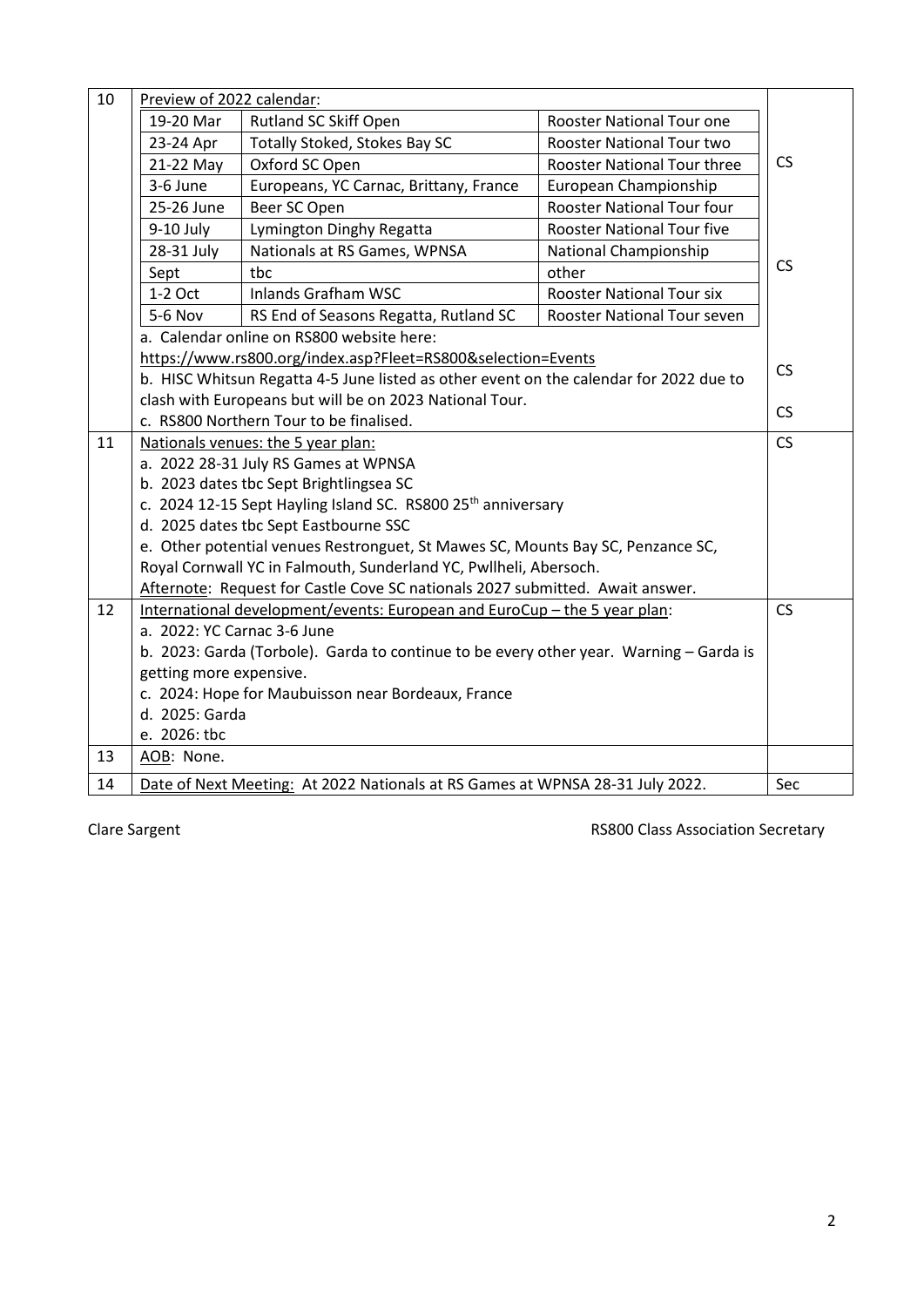| | | |
|---|---|---|
| 10 | Preview of 2022 calendar:<br>19-20 Mar — Rutland SC Skiff Open — Rooster National Tour one<br>23-24 Apr — Totally Stoked, Stokes Bay SC — Rooster National Tour two<br>21-22 May — Oxford SC Open — Rooster National Tour three<br>3-6 June — Europeans, YC Carnac, Brittany, France — European Championship<br>25-26 June — Beer SC Open — Rooster National Tour four<br>9-10 July — Lymington Dinghy Regatta — Rooster National Tour five<br>28-31 July — Nationals at RS Games, WPNSA — National Championship<br>Sept — tbc — other<br>1-2 Oct — Inlands Grafham WSC — Rooster National Tour six<br>5-6 Nov — RS End of Seasons Regatta, Rutland SC — Rooster National Tour seven<br>a. Calendar online on RS800 website here: https://www.rs800.org/index.asp?Fleet=RS800&selection=Events<br>b. HISC Whitsun Regatta 4-5 June listed as other event on the calendar for 2022 due to clash with Europeans but will be on 2023 National Tour.<br>c. RS800 Northern Tour to be finalised. | CS<br>CS<br>CS<br>CS |
| 11 | Nationals venues: the 5 year plan:<br>a. 2022 28-31 July RS Games at WPNSA<br>b. 2023 dates tbc Sept Brightlingsea SC<br>c. 2024 12-15 Sept Hayling Island SC. RS800 25th anniversary<br>d. 2025 dates tbc Sept Eastbourne SSC<br>e. Other potential venues Restronguet, St Mawes SC, Mounts Bay SC, Penzance SC, Royal Cornwall YC in Falmouth, Sunderland YC, Pwllheli, Abersoch.<br>Afternote: Request for Castle Cove SC nationals 2027 submitted. Await answer. | CS |
| 12 | International development/events: European and EuroCup – the 5 year plan:<br>a. 2022: YC Carnac 3-6 June<br>b. 2023: Garda (Torbole). Garda to continue to be every other year. Warning – Garda is getting more expensive.<br>c. 2024: Hope for Maubuisson near Bordeaux, France<br>d. 2025: Garda<br>e. 2026: tbc | CS |
| 13 | AOB: None. | |
| 14 | Date of Next Meeting: At 2022 Nationals at RS Games at WPNSA 28-31 July 2022. | Sec |

Clare Sargent — RS800 Class Association Secretary